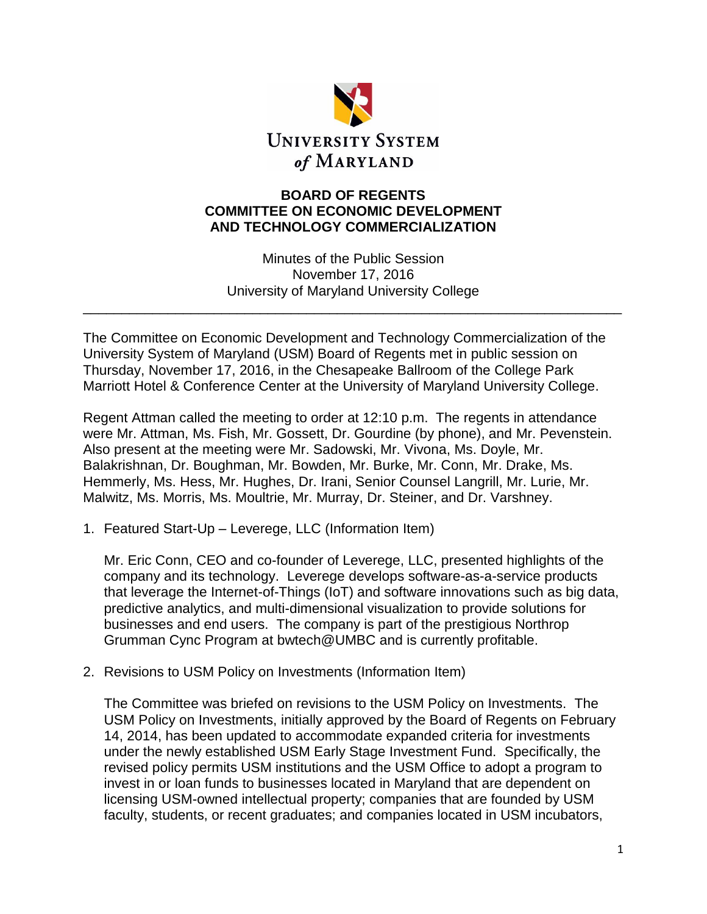UNIVERSITY SYSTEM *of* MARYLAND

# BOARD OF REGENTS
# COMMITTEE ON ECONOMIC DEVELOPMENT AND TECHNOLOGY COMMERCIALIZATION

Minutes of the Public Session
November 17, 2016
University of Maryland University College

---

The Committee on Economic Development and Technology Commercialization of the University System of Maryland (USM) Board of Regents met in public session on Thursday, November 17, 2016, in the Chesapeake Ballroom of the College Park Marriott Hotel & Conference Center at the University of Maryland University College.

Regent Attman called the meeting to order at 12:10 p.m. The regents in attendance were Mr. Attman, Ms. Fish, Mr. Gossett, Dr. Gourdine (by phone), and Mr. Pevenstein. Also present at the meeting were Mr. Sadowski, Mr. Vivona, Ms. Doyle, Mr. Balakrishnan, Dr. Boughman, Mr. Bowden, Mr. Burke, Mr. Conn, Mr. Drake, Ms. Hemmerly, Ms. Hess, Mr. Hughes, Dr. Irani, Senior Counsel Langrill, Mr. Lurie, Mr. Malwitz, Ms. Morris, Ms. Moultrie, Mr. Murray, Dr. Steiner, and Dr. Varshney.

1. Featured Start-Up – Leverege, LLC (Information Item)

   Mr. Eric Conn, CEO and co-founder of Leverege, LLC, presented highlights of the company and its technology. Leverege develops software-as-a-service products that leverage the Internet-of-Things (IoT) and software innovations such as big data, predictive analytics, and multi-dimensional visualization to provide solutions for businesses and end users. The company is part of the prestigious Northrop Grumman Cync Program at bwtech@UMBC and is currently profitable.

2. Revisions to USM Policy on Investments (Information Item)

   The Committee was briefed on revisions to the USM Policy on Investments. The USM Policy on Investments, initially approved by the Board of Regents on February 14, 2014, has been updated to accommodate expanded criteria for investments under the newly established USM Early Stage Investment Fund. Specifically, the revised policy permits USM institutions and the USM Office to adopt a program to invest in or loan funds to businesses located in Maryland that are dependent on licensing USM-owned intellectual property; companies that are founded by USM faculty, students, or recent graduates; and companies located in USM incubators,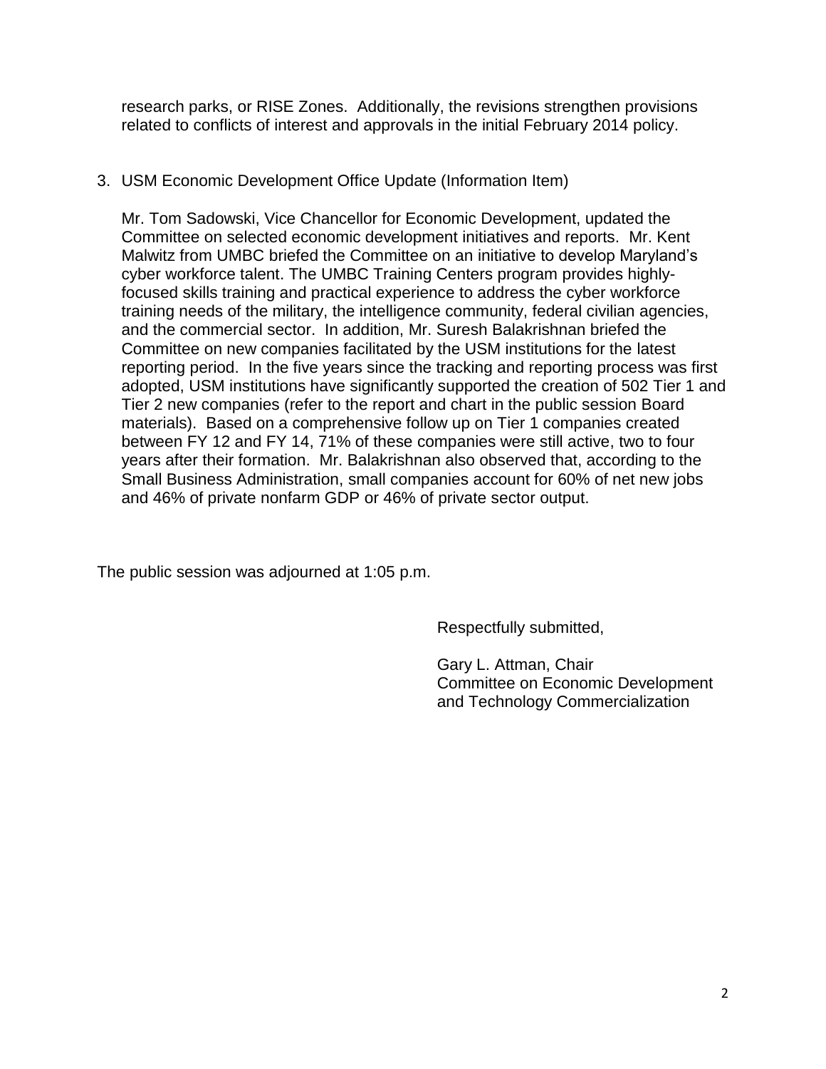research parks, or RISE Zones. Additionally, the revisions strengthen provisions related to conflicts of interest and approvals in the initial February 2014 policy.

3. USM Economic Development Office Update (Information Item)

   Mr. Tom Sadowski, Vice Chancellor for Economic Development, updated the Committee on selected economic development initiatives and reports. Mr. Kent Malwitz from UMBC briefed the Committee on an initiative to develop Maryland's cyber workforce talent. The UMBC Training Centers program provides highly-focused skills training and practical experience to address the cyber workforce training needs of the military, the intelligence community, federal civilian agencies, and the commercial sector. In addition, Mr. Suresh Balakrishnan briefed the Committee on new companies facilitated by the USM institutions for the latest reporting period. In the five years since the tracking and reporting process was first adopted, USM institutions have significantly supported the creation of 502 Tier 1 and Tier 2 new companies (refer to the report and chart in the public session Board materials). Based on a comprehensive follow up on Tier 1 companies created between FY 12 and FY 14, 71% of these companies were still active, two to four years after their formation. Mr. Balakrishnan also observed that, according to the Small Business Administration, small companies account for 60% of net new jobs and 46% of private nonfarm GDP or 46% of private sector output.

The public session was adjourned at 1:05 p.m.

Respectfully submitted,

Gary L. Attman, Chair
Committee on Economic Development and Technology Commercialization